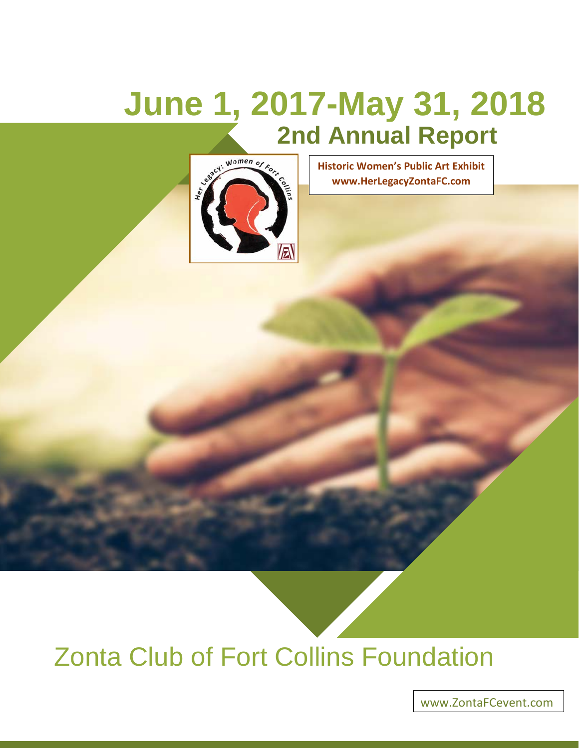# June 1, 2017-May 31, 2018

## 2nd Annual Report

**Historic Women's Public Art Exhibit**
**www.HerLegacyZontaFC.com**

Her Legacy: Women of Fort Collins

# Zonta Club of Fort Collins Foundation

www.ZontaFCevent.com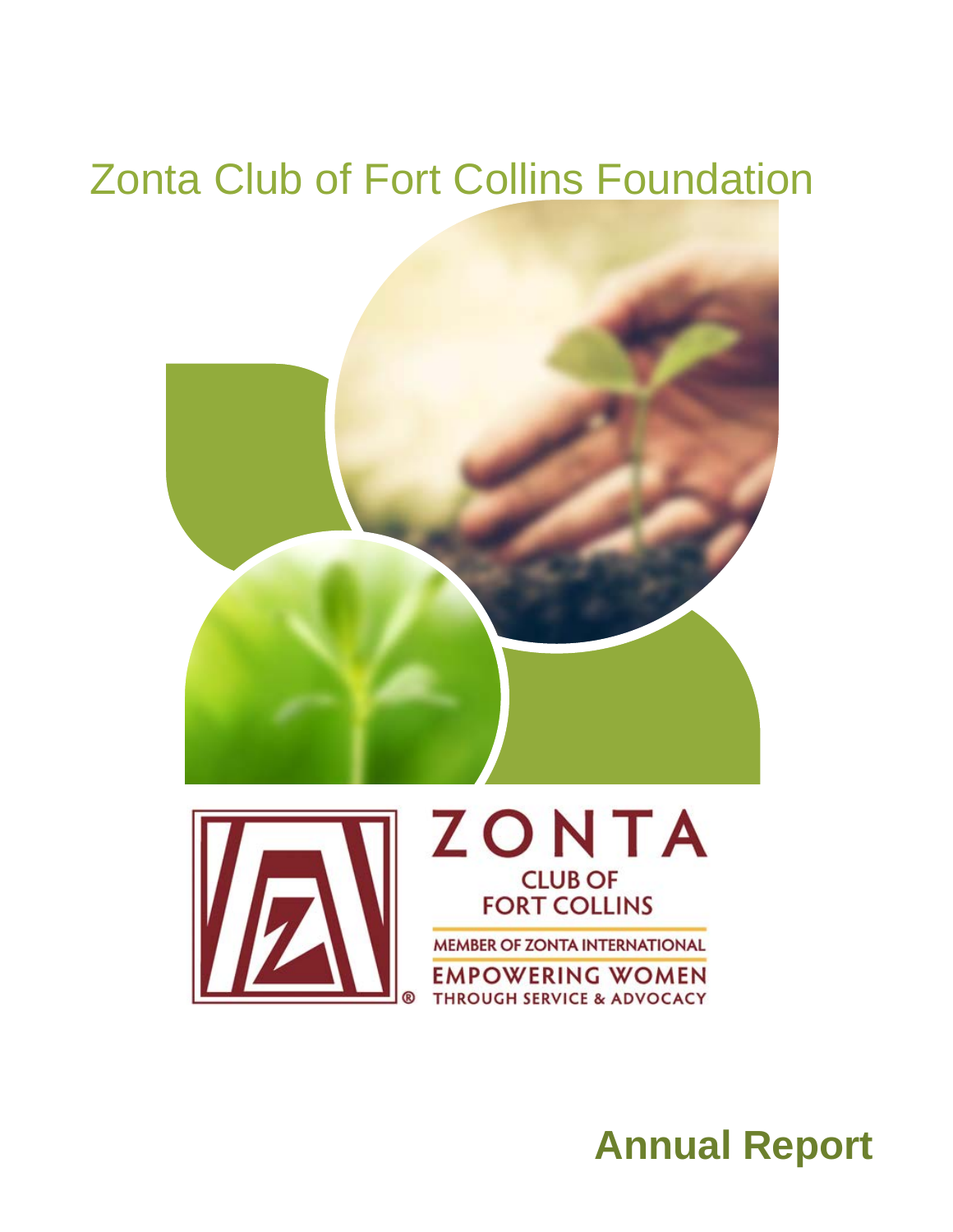# Zonta Club of Fort Collins Foundation

ZONTA

CLUB OF
FORT COLLINS

MEMBER OF ZONTA INTERNATIONAL

EMPOWERING WOMEN
THROUGH SERVICE & ADVOCACY

## Annual Report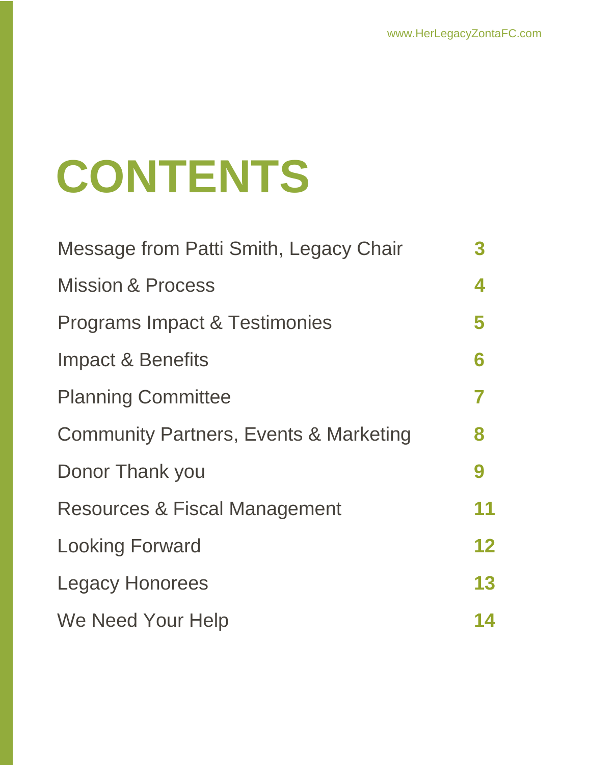# CONTENTS

| | |
|---|---|
| Message from Patti Smith, Legacy Chair | 3 |
| Mission & Process | 4 |
| Programs Impact & Testimonies | 5 |
| Impact & Benefits | 6 |
| Planning Committee | 7 |
| Community Partners, Events & Marketing | 8 |
| Donor Thank you | 9 |
| Resources & Fiscal Management | 11 |
| Looking Forward | 12 |
| Legacy Honorees | 13 |
| We Need Your Help | 14 |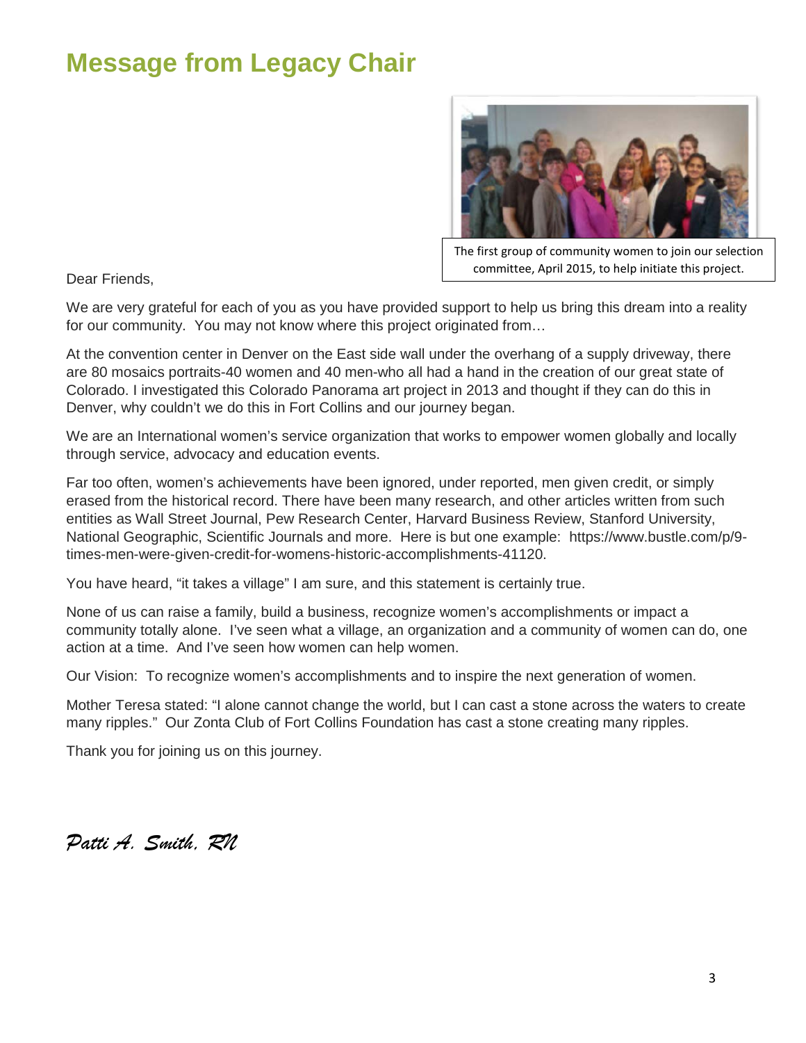# Message from Legacy Chair

The first group of community women to join our selection committee, April 2015, to help initiate this project.

Dear Friends,

We are very grateful for each of you as you have provided support to help us bring this dream into a reality for our community. You may not know where this project originated from…

At the convention center in Denver on the East side wall under the overhang of a supply driveway, there are 80 mosaics portraits-40 women and 40 men-who all had a hand in the creation of our great state of Colorado. I investigated this Colorado Panorama art project in 2013 and thought if they can do this in Denver, why couldn't we do this in Fort Collins and our journey began.

We are an International women's service organization that works to empower women globally and locally through service, advocacy and education events.

Far too often, women's achievements have been ignored, under reported, men given credit, or simply erased from the historical record. There have been many research, and other articles written from such entities as Wall Street Journal, Pew Research Center, Harvard Business Review, Stanford University, National Geographic, Scientific Journals and more. Here is but one example: https://www.bustle.com/p/9-times-men-were-given-credit-for-womens-historic-accomplishments-41120.

You have heard, "it takes a village" I am sure, and this statement is certainly true.

None of us can raise a family, build a business, recognize women's accomplishments or impact a community totally alone. I've seen what a village, an organization and a community of women can do, one action at a time. And I've seen how women can help women.

Our Vision: To recognize women's accomplishments and to inspire the next generation of women.

Mother Teresa stated: "I alone cannot change the world, but I can cast a stone across the waters to create many ripples." Our Zonta Club of Fort Collins Foundation has cast a stone creating many ripples.

Thank you for joining us on this journey.

*Patti A. Smith, RN*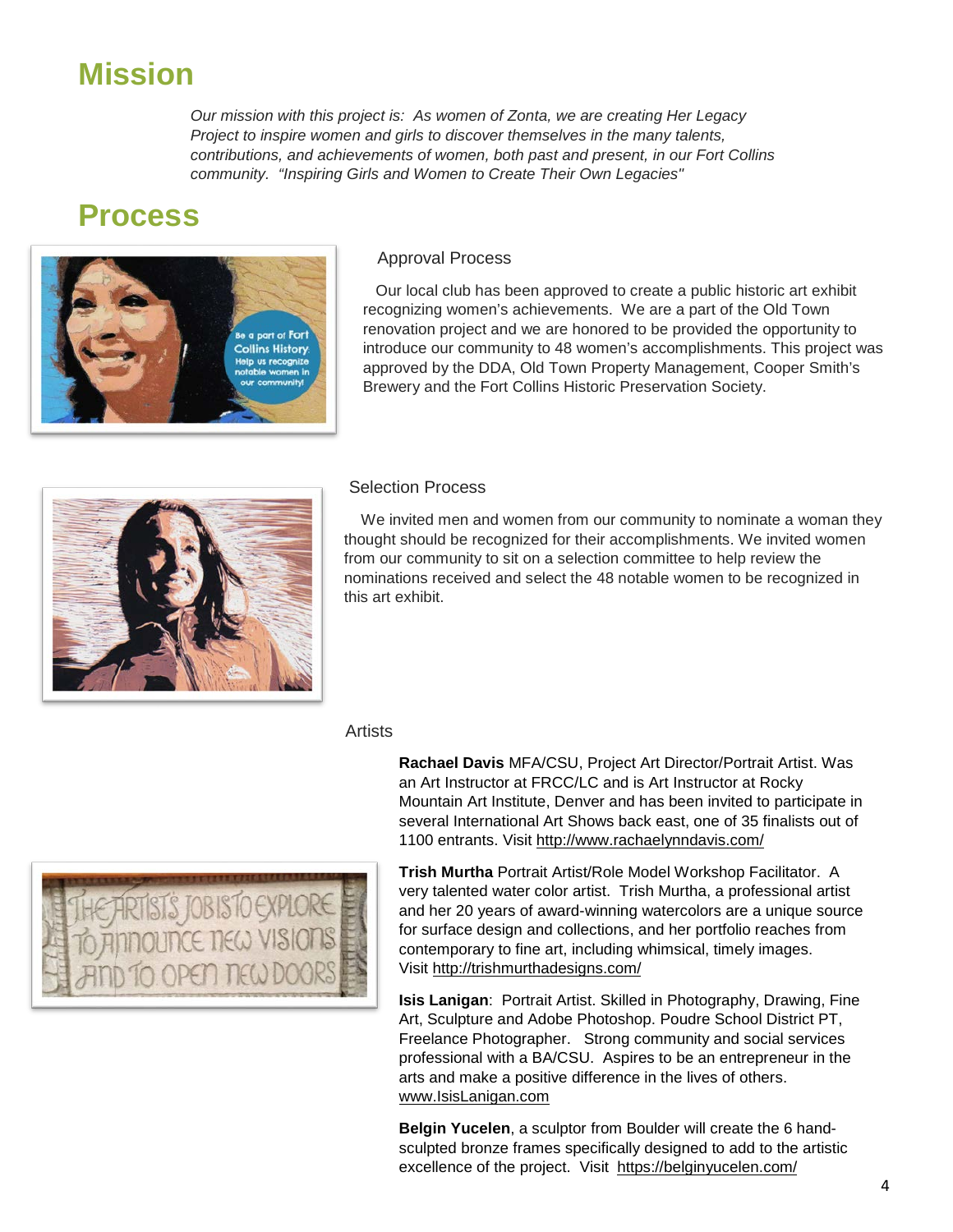## Mission

*Our mission with this project is: As women of Zonta, we are creating Her Legacy Project to inspire women and girls to discover themselves in the many talents, contributions, and achievements of women, both past and present, in our Fort Collins community. "Inspiring Girls and Women to Create Their Own Legacies"*

## Process

### Approval Process

Our local club has been approved to create a public historic art exhibit recognizing women's achievements. We are a part of the Old Town renovation project and we are honored to be provided the opportunity to introduce our community to 48 women's accomplishments. This project was approved by the DDA, Old Town Property Management, Cooper Smith's Brewery and the Fort Collins Historic Preservation Society.

### Selection Process

We invited men and women from our community to nominate a woman they thought should be recognized for their accomplishments. We invited women from our community to sit on a selection committee to help review the nominations received and select the 48 notable women to be recognized in this art exhibit.

### Artists

**Rachael Davis** MFA/CSU, Project Art Director/Portrait Artist. Was an Art Instructor at FRCC/LC and is Art Instructor at Rocky Mountain Art Institute, Denver and has been invited to participate in several International Art Shows back east, one of 35 finalists out of 1100 entrants. Visit http://www.rachaelynndavis.com/

**Trish Murtha** Portrait Artist/Role Model Workshop Facilitator. A very talented water color artist. Trish Murtha, a professional artist and her 20 years of award-winning watercolors are a unique source for surface design and collections, and her portfolio reaches from contemporary to fine art, including whimsical, timely images. Visit http://trishmurthadesigns.com/

**Isis Lanigan**: Portrait Artist. Skilled in Photography, Drawing, Fine Art, Sculpture and Adobe Photoshop. Poudre School District PT, Freelance Photographer. Strong community and social services professional with a BA/CSU. Aspires to be an entrepreneur in the arts and make a positive difference in the lives of others. www.IsisLanigan.com

**Belgin Yucelen**, a sculptor from Boulder will create the 6 hand-sculpted bronze frames specifically designed to add to the artistic excellence of the project. Visit https://belginyucelen.com/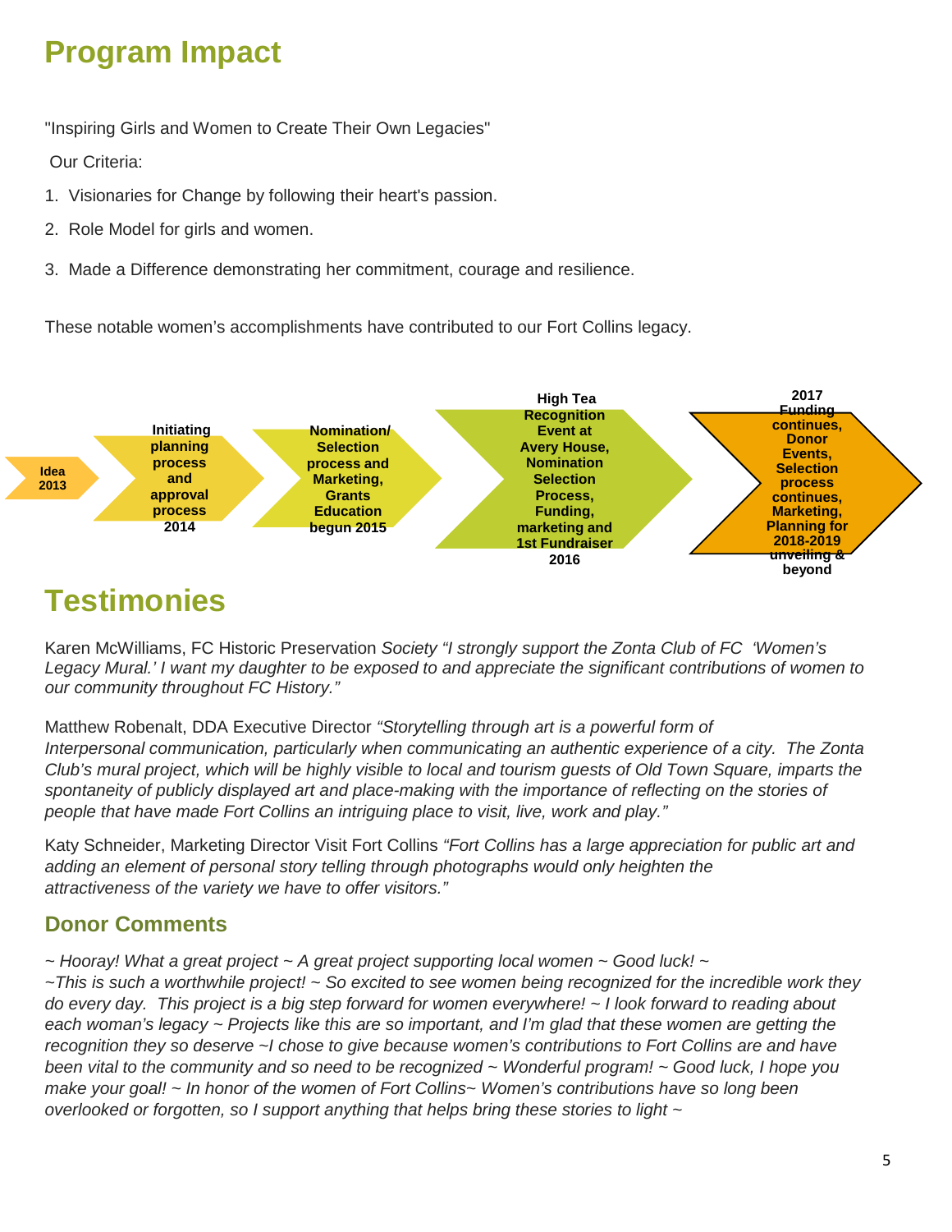# Program Impact

"Inspiring Girls and Women to Create Their Own Legacies"

Our Criteria:

1. Visionaries for Change by following their heart's passion.
2. Role Model for girls and women.
3. Made a Difference demonstrating her commitment, courage and resilience.

These notable women's accomplishments have contributed to our Fort Collins legacy.

**Idea 2013** → **Initiating planning process and approval process 2014** → **Nomination/ Selection process and Marketing, Grants Education begun 2015** → **High Tea Recognition Event at Avery House, Nomination Selection Process, Funding, marketing and 1st Fundraiser 2016** → **2017 Funding continues, Donor Events, Selection process continues, Marketing, Planning for 2018-2019 unveiling & beyond**

# Testimonies

Karen McWilliams, FC Historic Preservation *Society "I strongly support the Zonta Club of FC 'Women's Legacy Mural.' I want my daughter to be exposed to and appreciate the significant contributions of women to our community throughout FC History."*

Matthew Robenalt, DDA Executive Director *"Storytelling through art is a powerful form of Interpersonal communication, particularly when communicating an authentic experience of a city. The Zonta Club's mural project, which will be highly visible to local and tourism guests of Old Town Square, imparts the spontaneity of publicly displayed art and place-making with the importance of reflecting on the stories of people that have made Fort Collins an intriguing place to visit, live, work and play."*

Katy Schneider, Marketing Director Visit Fort Collins *"Fort Collins has a large appreciation for public art and adding an element of personal story telling through photographs would only heighten the attractiveness of the variety we have to offer visitors."*

## Donor Comments

*~ Hooray! What a great project ~ A great project supporting local women ~ Good luck! ~ ~This is such a worthwhile project! ~ So excited to see women being recognized for the incredible work they do every day. This project is a big step forward for women everywhere! ~ I look forward to reading about each woman's legacy ~ Projects like this are so important, and I'm glad that these women are getting the recognition they so deserve ~I chose to give because women's contributions to Fort Collins are and have been vital to the community and so need to be recognized ~ Wonderful program! ~ Good luck, I hope you make your goal! ~ In honor of the women of Fort Collins~ Women's contributions have so long been overlooked or forgotten, so I support anything that helps bring these stories to light ~*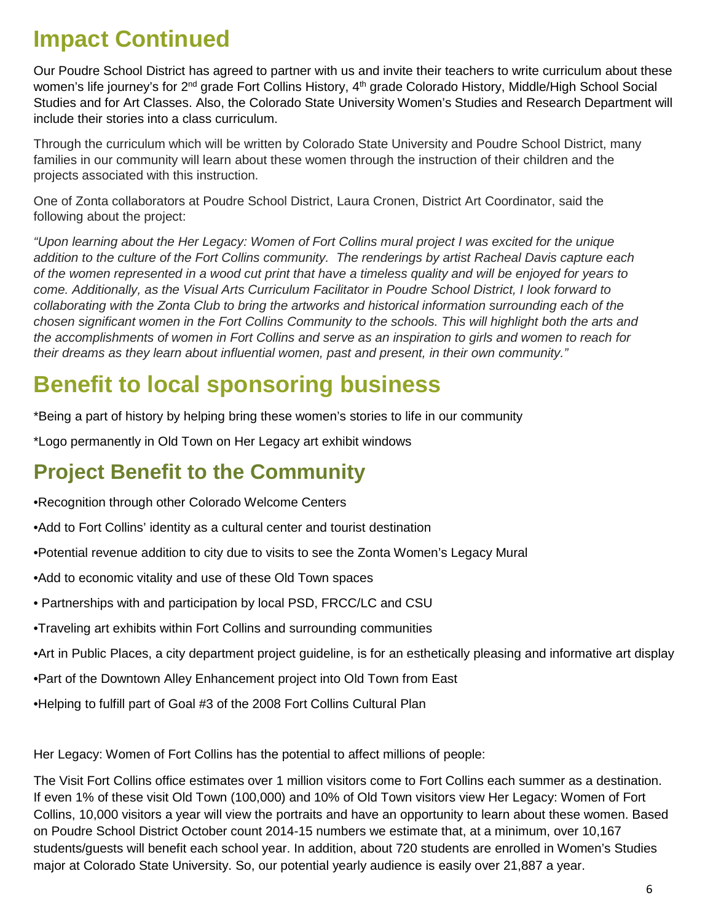# Impact Continued

Our Poudre School District has agreed to partner with us and invite their teachers to write curriculum about these women's life journey's for 2nd grade Fort Collins History, 4th grade Colorado History, Middle/High School Social Studies and for Art Classes. Also, the Colorado State University Women's Studies and Research Department will include their stories into a class curriculum.

Through the curriculum which will be written by Colorado State University and Poudre School District, many families in our community will learn about these women through the instruction of their children and the projects associated with this instruction.

One of Zonta collaborators at Poudre School District, Laura Cronen, District Art Coordinator, said the following about the project:

*"Upon learning about the Her Legacy: Women of Fort Collins mural project I was excited for the unique addition to the culture of the Fort Collins community. The renderings by artist Racheal Davis capture each of the women represented in a wood cut print that have a timeless quality and will be enjoyed for years to come. Additionally, as the Visual Arts Curriculum Facilitator in Poudre School District, I look forward to collaborating with the Zonta Club to bring the artworks and historical information surrounding each of the chosen significant women in the Fort Collins Community to the schools. This will highlight both the arts and the accomplishments of women in Fort Collins and serve as an inspiration to girls and women to reach for their dreams as they learn about influential women, past and present, in their own community."*

# Benefit to local sponsoring business

*Being a part of history by helping bring these women's stories to life in our community

*Logo permanently in Old Town on Her Legacy art exhibit windows

## Project Benefit to the Community

- Recognition through other Colorado Welcome Centers
- Add to Fort Collins' identity as a cultural center and tourist destination
- Potential revenue addition to city due to visits to see the Zonta Women's Legacy Mural
- Add to economic vitality and use of these Old Town spaces
- Partnerships with and participation by local PSD, FRCC/LC and CSU
- Traveling art exhibits within Fort Collins and surrounding communities
- Art in Public Places, a city department project guideline, is for an esthetically pleasing and informative art display
- Part of the Downtown Alley Enhancement project into Old Town from East
- Helping to fulfill part of Goal #3 of the 2008 Fort Collins Cultural Plan

Her Legacy: Women of Fort Collins has the potential to affect millions of people:

The Visit Fort Collins office estimates over 1 million visitors come to Fort Collins each summer as a destination. If even 1% of these visit Old Town (100,000) and 10% of Old Town visitors view Her Legacy: Women of Fort Collins, 10,000 visitors a year will view the portraits and have an opportunity to learn about these women. Based on Poudre School District October count 2014-15 numbers we estimate that, at a minimum, over 10,167 students/guests will benefit each school year. In addition, about 720 students are enrolled in Women's Studies major at Colorado State University. So, our potential yearly audience is easily over 21,887 a year.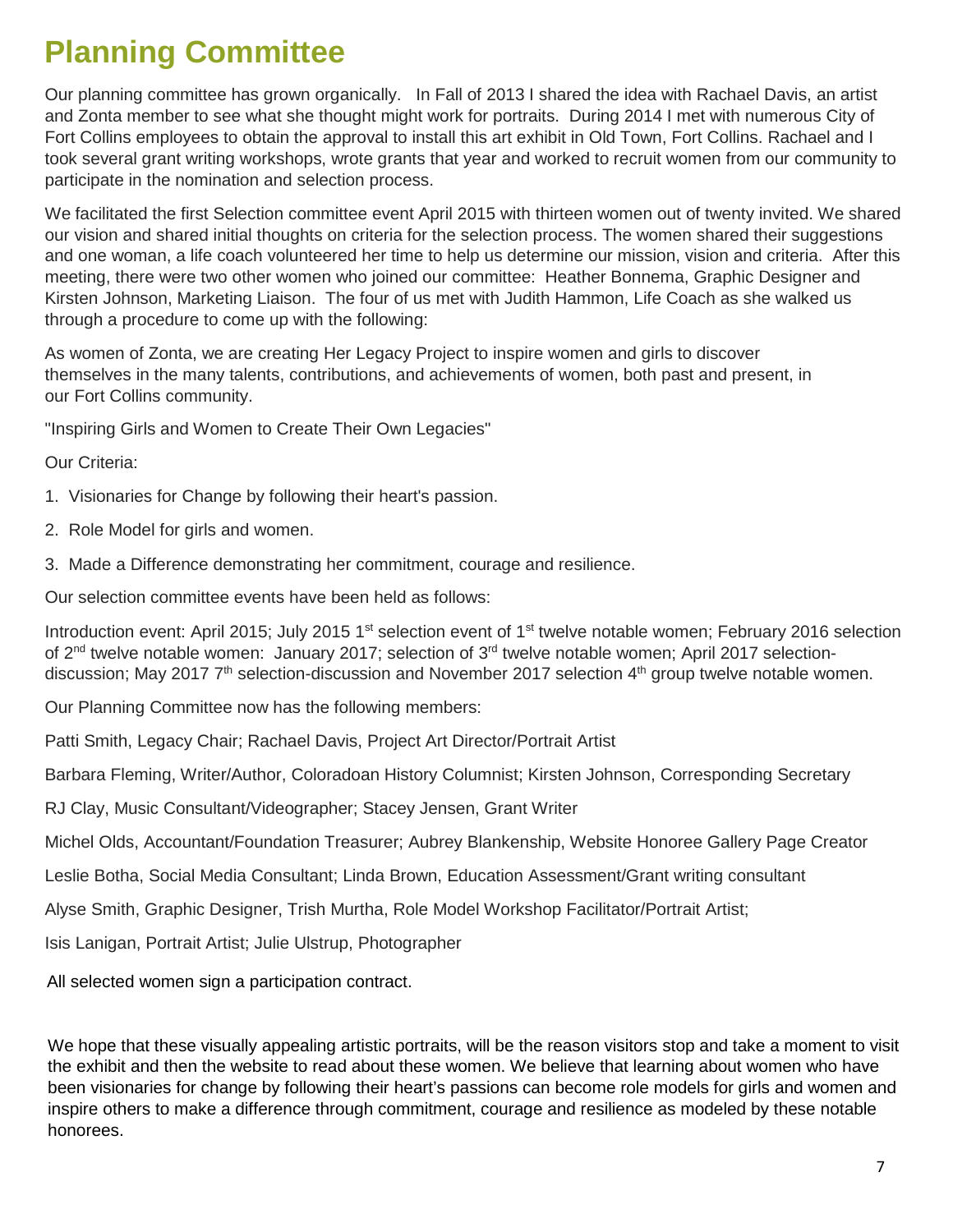# Planning Committee

Our planning committee has grown organically. In Fall of 2013 I shared the idea with Rachael Davis, an artist and Zonta member to see what she thought might work for portraits. During 2014 I met with numerous City of Fort Collins employees to obtain the approval to install this art exhibit in Old Town, Fort Collins. Rachael and I took several grant writing workshops, wrote grants that year and worked to recruit women from our community to participate in the nomination and selection process.

We facilitated the first Selection committee event April 2015 with thirteen women out of twenty invited. We shared our vision and shared initial thoughts on criteria for the selection process. The women shared their suggestions and one woman, a life coach volunteered her time to help us determine our mission, vision and criteria. After this meeting, there were two other women who joined our committee: Heather Bonnema, Graphic Designer and Kirsten Johnson, Marketing Liaison. The four of us met with Judith Hammon, Life Coach as she walked us through a procedure to come up with the following:

As women of Zonta, we are creating Her Legacy Project to inspire women and girls to discover themselves in the many talents, contributions, and achievements of women, both past and present, in our Fort Collins community.

"Inspiring Girls and Women to Create Their Own Legacies"

Our Criteria:

1. Visionaries for Change by following their heart's passion.
2. Role Model for girls and women.
3. Made a Difference demonstrating her commitment, courage and resilience.

Our selection committee events have been held as follows:

Introduction event: April 2015; July 2015 1st selection event of 1st twelve notable women; February 2016 selection of 2nd twelve notable women: January 2017; selection of 3rd twelve notable women; April 2017 selection-discussion; May 2017 7th selection-discussion and November 2017 selection 4th group twelve notable women.

Our Planning Committee now has the following members:

Patti Smith, Legacy Chair; Rachael Davis, Project Art Director/Portrait Artist

Barbara Fleming, Writer/Author, Coloradoan History Columnist; Kirsten Johnson, Corresponding Secretary

RJ Clay, Music Consultant/Videographer; Stacey Jensen, Grant Writer

Michel Olds, Accountant/Foundation Treasurer; Aubrey Blankenship, Website Honoree Gallery Page Creator

Leslie Botha, Social Media Consultant; Linda Brown, Education Assessment/Grant writing consultant

Alyse Smith, Graphic Designer, Trish Murtha, Role Model Workshop Facilitator/Portrait Artist;

Isis Lanigan, Portrait Artist; Julie Ulstrup, Photographer

All selected women sign a participation contract.

We hope that these visually appealing artistic portraits, will be the reason visitors stop and take a moment to visit the exhibit and then the website to read about these women. We believe that learning about women who have been visionaries for change by following their heart's passions can become role models for girls and women and inspire others to make a difference through commitment, courage and resilience as modeled by these notable honorees.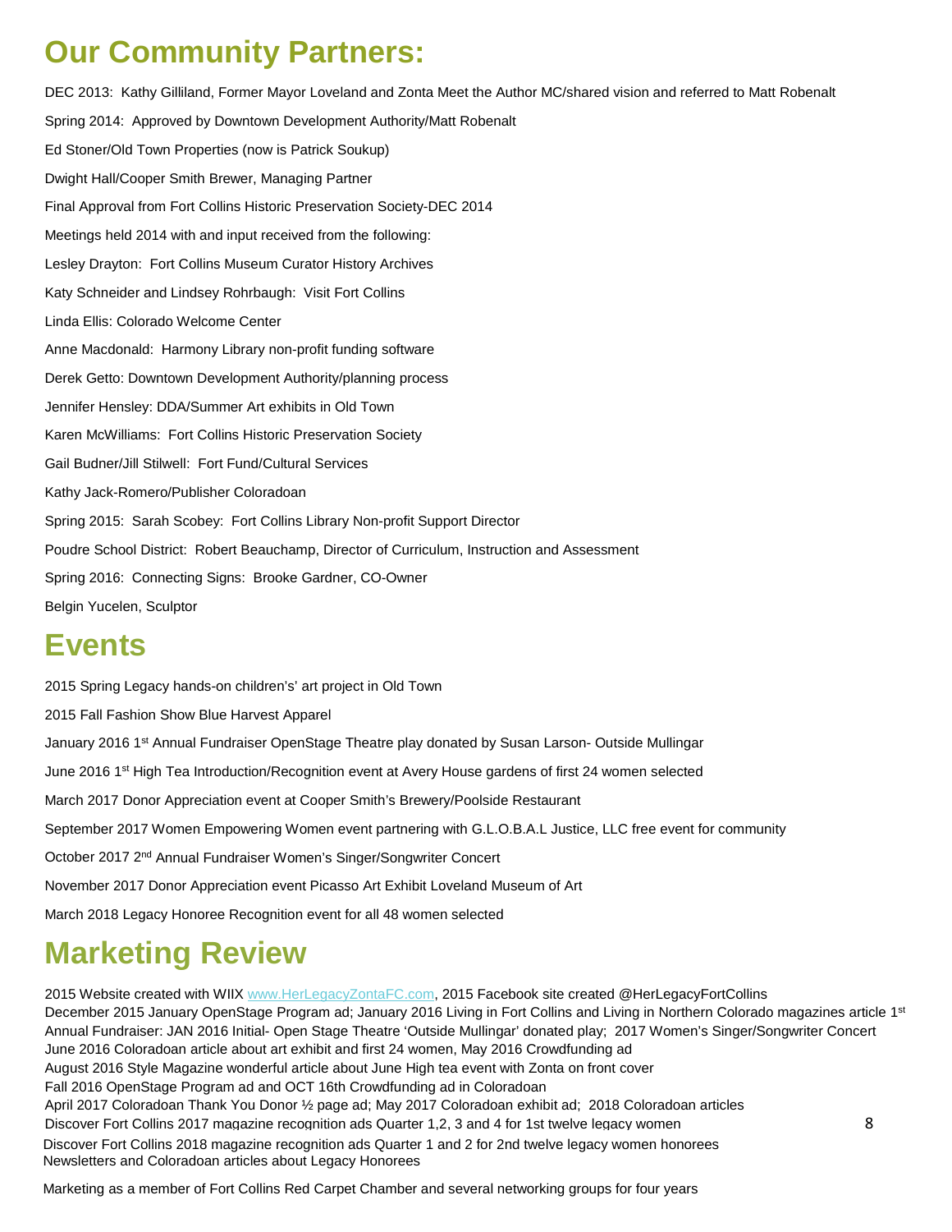# Our Community Partners:

DEC 2013: Kathy Gilliland, Former Mayor Loveland and Zonta Meet the Author MC/shared vision and referred to Matt Robenalt

Spring 2014: Approved by Downtown Development Authority/Matt Robenalt

Ed Stoner/Old Town Properties (now is Patrick Soukup)

Dwight Hall/Cooper Smith Brewer, Managing Partner

Final Approval from Fort Collins Historic Preservation Society-DEC 2014

Meetings held 2014 with and input received from the following:

Lesley Drayton: Fort Collins Museum Curator History Archives

Katy Schneider and Lindsey Rohrbaugh: Visit Fort Collins

Linda Ellis: Colorado Welcome Center

Anne Macdonald: Harmony Library non-profit funding software

Derek Getto: Downtown Development Authority/planning process

Jennifer Hensley: DDA/Summer Art exhibits in Old Town

Karen McWilliams: Fort Collins Historic Preservation Society

Gail Budner/Jill Stilwell: Fort Fund/Cultural Services

Kathy Jack-Romero/Publisher Coloradoan

Spring 2015: Sarah Scobey: Fort Collins Library Non-profit Support Director

Poudre School District: Robert Beauchamp, Director of Curriculum, Instruction and Assessment

Spring 2016: Connecting Signs: Brooke Gardner, CO-Owner

Belgin Yucelen, Sculptor

# Events

2015 Spring Legacy hands-on children's' art project in Old Town

2015 Fall Fashion Show Blue Harvest Apparel

January 2016 1st Annual Fundraiser OpenStage Theatre play donated by Susan Larson- Outside Mullingar

June 2016 1st High Tea Introduction/Recognition event at Avery House gardens of first 24 women selected

March 2017 Donor Appreciation event at Cooper Smith's Brewery/Poolside Restaurant

September 2017 Women Empowering Women event partnering with G.L.O.B.A.L Justice, LLC free event for community

October 2017 2nd Annual Fundraiser Women's Singer/Songwriter Concert

November 2017 Donor Appreciation event Picasso Art Exhibit Loveland Museum of Art

March 2018 Legacy Honoree Recognition event for all 48 women selected

# Marketing Review

2015 Website created with WIIX www.HerLegacyZontaFC.com, 2015 Facebook site created @HerLegacyFortCollins
December 2015 January OpenStage Program ad; January 2016 Living in Fort Collins and Living in Northern Colorado magazines article 1st
Annual Fundraiser: JAN 2016 Initial- Open Stage Theatre 'Outside Mullingar' donated play; 2017 Women's Singer/Songwriter Concert
June 2016 Coloradoan article about art exhibit and first 24 women, May 2016 Crowdfunding ad
August 2016 Style Magazine wonderful article about June High tea event with Zonta on front cover
Fall 2016 OpenStage Program ad and OCT 16th Crowdfunding ad in Coloradoan
April 2017 Coloradoan Thank You Donor ½ page ad; May 2017 Coloradoan exhibit ad; 2018 Coloradoan articles
Discover Fort Collins 2017 magazine recognition ads Quarter 1,2, 3 and 4 for 1st twelve legacy women
Discover Fort Collins 2018 magazine recognition ads Quarter 1 and 2 for 2nd twelve legacy women honorees
Newsletters and Coloradoan articles about Legacy Honorees

Marketing as a member of Fort Collins Red Carpet Chamber and several networking groups for four years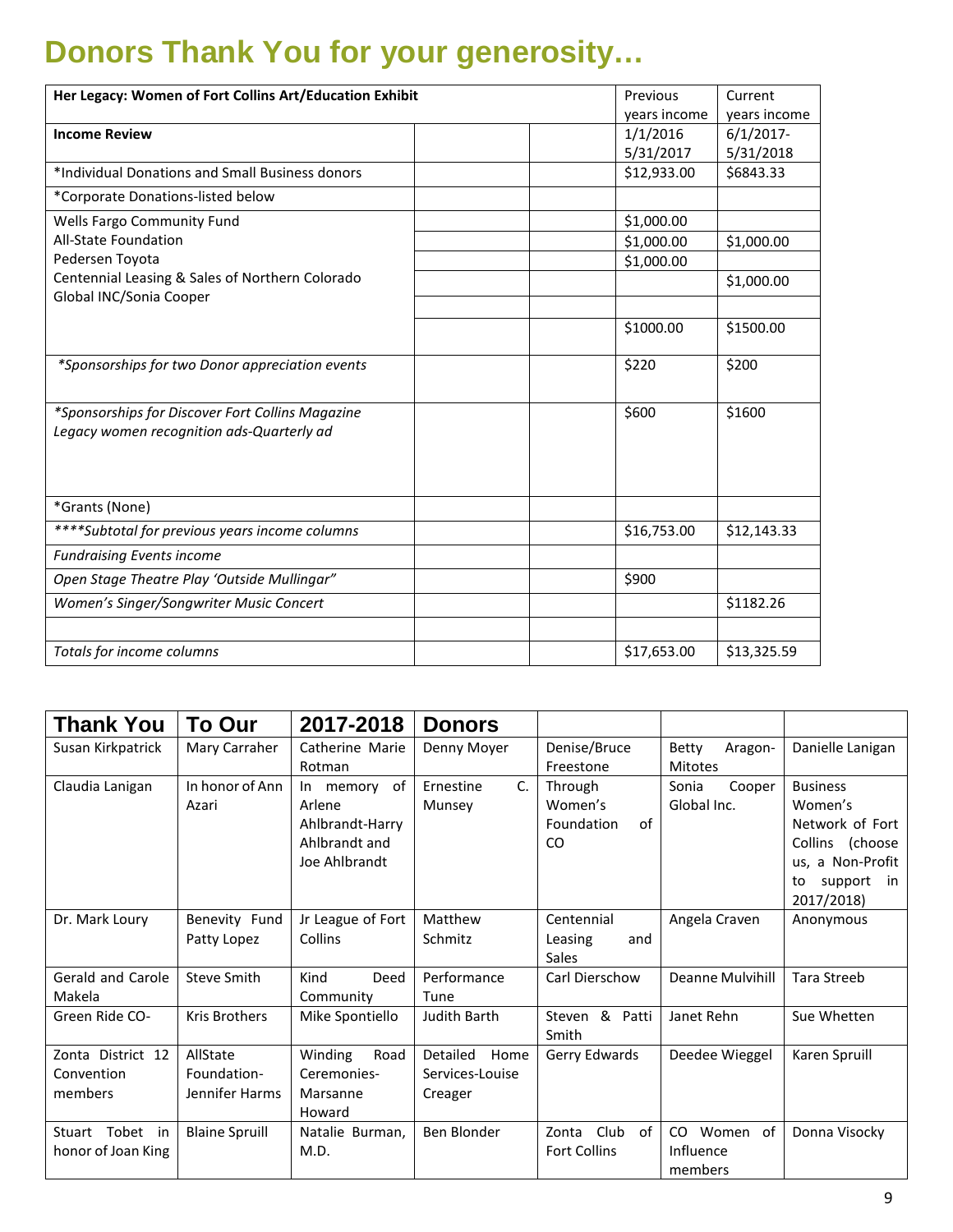# Donors Thank You for your generosity…

| Her Legacy: Women of Fort Collins Art/Education Exhibit | | | Previous years income | Current years income |
|---|---|---|---|---|
| **Income Review** | | | 1/1/2016 5/31/2017 | 6/1/2017-5/31/2018 |
| *Individual Donations and Small Business donors | | | $12,933.00 | $6843.33 |
| *Corporate Donations-listed below | | | | |
| Wells Fargo Community Fund | | | $1,000.00 | |
| All-State Foundation | | | $1,000.00 | $1,000.00 |
| Pedersen Toyota | | | $1,000.00 | |
| Centennial Leasing & Sales of Northern Colorado | | | | $1,000.00 |
| Global INC/Sonia Cooper | | | | |
| | | | $1000.00 | $1500.00 |
| *Sponsorships for two Donor appreciation events* | | | $220 | $200 |
| *Sponsorships for Discover Fort Collins Magazine Legacy women recognition ads-Quarterly ad* | | | $600 | $1600 |
| *Grants (None) | | | | |
| *****Subtotal for previous years income columns* | | | $16,753.00 | $12,143.33 |
| *Fundraising Events income* | | | | |
| *Open Stage Theatre Play 'Outside Mullingar"* | | | $900 | |
| *Women's Singer/Songwriter Music Concert* | | | | $1182.26 |
| | | | | |
| *Totals for income columns* | | | $17,653.00 | $13,325.59 |

| Thank You | To Our | 2017-2018 | Donors | | | |
|---|---|---|---|---|---|---|
| Susan Kirkpatrick | Mary Carraher | Catherine Marie Rotman | Denny Moyer | Denise/Bruce Freestone | Betty Aragon-Mitotes | Danielle Lanigan |
| Claudia Lanigan | In honor of Ann Azari | In memory of Arlene Ahlbrandt-Harry Ahlbrandt and Joe Ahlbrandt | Ernestine C. Munsey | Through Women's Foundation of CO | Sonia Cooper Global Inc. | Business Women's Network of Fort Collins (choose us, a Non-Profit to support in 2017/2018) |
| Dr. Mark Loury | Benevity Fund Patty Lopez | Jr League of Fort Collins | Matthew Schmitz | Centennial Leasing and Sales | Angela Craven | Anonymous |
| Gerald and Carole Makela | Steve Smith | Kind Deed Community | Performance Tune | Carl Dierschow | Deanne Mulvihill | Tara Streeb |
| Green Ride CO- | Kris Brothers | Mike Spontiello | Judith Barth | Steven & Patti Smith | Janet Rehn | Sue Whetten |
| Zonta District 12 Convention members | AllState Foundation-Jennifer Harms | Winding Road Ceremonies-Marsanne Howard | Detailed Home Services-Louise Creager | Gerry Edwards | Deedee Wieggel | Karen Spruill |
| Stuart Tobet in honor of Joan King | Blaine Spruill | Natalie Burman, M.D. | Ben Blonder | Zonta Club of Fort Collins | CO Women of Influence members | Donna Visocky |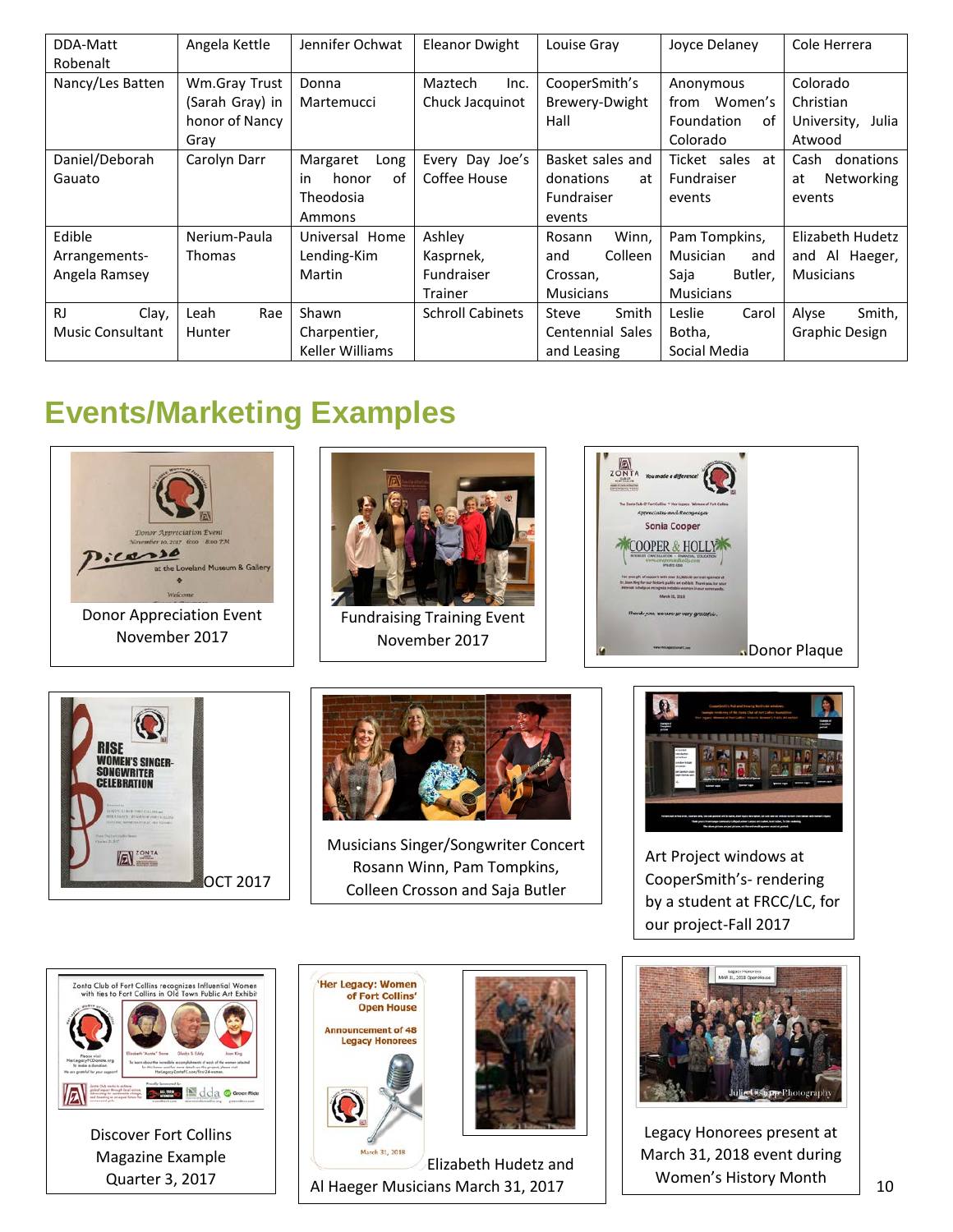| DDA-Matt Robenalt | Angela Kettle | Jennifer Ochwat | Eleanor Dwight | Louise Gray | Joyce Delaney | Cole Herrera |
|---|---|---|---|---|---|---|
| Nancy/Les Batten | Wm.Gray Trust (Sarah Gray) in honor of Nancy Gray | Donna Martemucci | Maztech Inc. Chuck Jacquinot | CooperSmith's Brewery-Dwight Hall | Anonymous from Women's Foundation of Colorado | Colorado Christian University, Julia Atwood |
| Daniel/Deborah Gauato | Carolyn Darr | Margaret Long in honor of Theodosia Ammons | Every Day Joe's Coffee House | Basket sales and donations at Fundraiser events | Ticket sales at Fundraiser events | Cash donations at Networking events |
| Edible Arrangements-Angela Ramsey | Nerium-Paula Thomas | Universal Home Lending-Kim Martin | Ashley Kasprnek, Fundraiser Trainer | Rosann Winn, and Colleen Crossan, Musicians | Pam Tompkins, Musician and Saja Butler, Musicians | Elizabeth Hudetz and Al Haeger, Musicians |
| RJ Clay, Music Consultant | Leah Rae Hunter | Shawn Charpentier, Keller Williams | Schroll Cabinets | Steve Smith Centennial Sales and Leasing | Leslie Carol Botha, Social Media | Alyse Smith, Graphic Design |

# Events/Marketing Examples

Donor Appreciation Event November 2017

Fundraising Training Event November 2017

Donor Plaque

OCT 2017

Musicians Singer/Songwriter Concert Rosann Winn, Pam Tompkins, Colleen Crosson and Saja Butler

Art Project windows at CooperSmith's- rendering by a student at FRCC/LC, for our project-Fall 2017

Discover Fort Collins Magazine Example Quarter 3, 2017

Elizabeth Hudetz and Al Haeger Musicians March 31, 2017

Legacy Honorees present at March 31, 2018 event during Women's History Month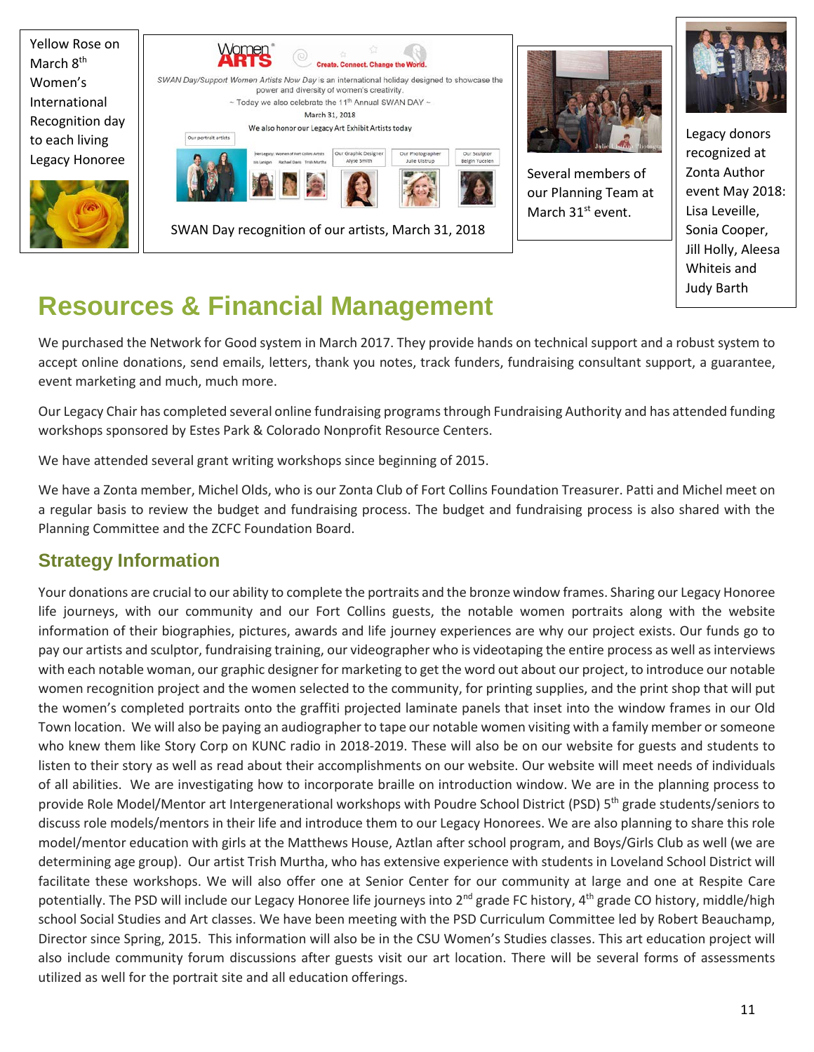Yellow Rose on March 8th Women's International Recognition day to each living Legacy Honoree

SWAN Day recognition of our artists, March 31, 2018

Several members of our Planning Team at March 31st event.

Legacy donors recognized at Zonta Author event May 2018: Lisa Leveille, Sonia Cooper, Jill Holly, Aleesa Whiteis and Judy Barth

# Resources & Financial Management

We purchased the Network for Good system in March 2017. They provide hands on technical support and a robust system to accept online donations, send emails, letters, thank you notes, track funders, fundraising consultant support, a guarantee, event marketing and much, much more.

Our Legacy Chair has completed several online fundraising programs through Fundraising Authority and has attended funding workshops sponsored by Estes Park & Colorado Nonprofit Resource Centers.

We have attended several grant writing workshops since beginning of 2015.

We have a Zonta member, Michel Olds, who is our Zonta Club of Fort Collins Foundation Treasurer. Patti and Michel meet on a regular basis to review the budget and fundraising process. The budget and fundraising process is also shared with the Planning Committee and the ZCFC Foundation Board.

## Strategy Information

Your donations are crucial to our ability to complete the portraits and the bronze window frames. Sharing our Legacy Honoree life journeys, with our community and our Fort Collins guests, the notable women portraits along with the website information of their biographies, pictures, awards and life journey experiences are why our project exists. Our funds go to pay our artists and sculptor, fundraising training, our videographer who is videotaping the entire process as well as interviews with each notable woman, our graphic designer for marketing to get the word out about our project, to introduce our notable women recognition project and the women selected to the community, for printing supplies, and the print shop that will put the women's completed portraits onto the graffiti projected laminate panels that inset into the window frames in our Old Town location. We will also be paying an audiographer to tape our notable women visiting with a family member or someone who knew them like Story Corp on KUNC radio in 2018-2019. These will also be on our website for guests and students to listen to their story as well as read about their accomplishments on our website. Our website will meet needs of individuals of all abilities. We are investigating how to incorporate braille on introduction window. We are in the planning process to provide Role Model/Mentor art Intergenerational workshops with Poudre School District (PSD) 5th grade students/seniors to discuss role models/mentors in their life and introduce them to our Legacy Honorees. We are also planning to share this role model/mentor education with girls at the Matthews House, Aztlan after school program, and Boys/Girls Club as well (we are determining age group). Our artist Trish Murtha, who has extensive experience with students in Loveland School District will facilitate these workshops. We will also offer one at Senior Center for our community at large and one at Respite Care potentially. The PSD will include our Legacy Honoree life journeys into 2nd grade FC history, 4th grade CO history, middle/high school Social Studies and Art classes. We have been meeting with the PSD Curriculum Committee led by Robert Beauchamp, Director since Spring, 2015. This information will also be in the CSU Women's Studies classes. This art education project will also include community forum discussions after guests visit our art location. There will be several forms of assessments utilized as well for the portrait site and all education offerings.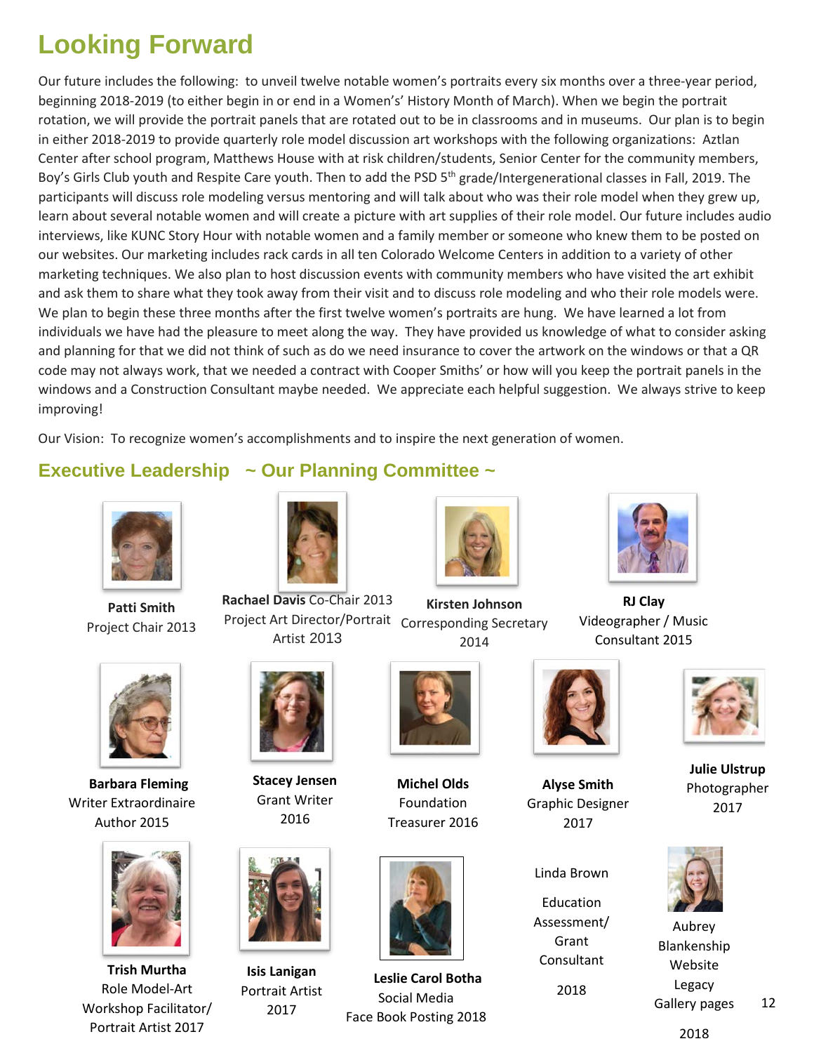## Looking Forward

Our future includes the following: to unveil twelve notable women's portraits every six months over a three-year period, beginning 2018-2019 (to either begin in or end in a Women's' History Month of March). When we begin the portrait rotation, we will provide the portrait panels that are rotated out to be in classrooms and in museums. Our plan is to begin in either 2018-2019 to provide quarterly role model discussion art workshops with the following organizations: Aztlan Center after school program, Matthews House with at risk children/students, Senior Center for the community members, Boy's Girls Club youth and Respite Care youth. Then to add the PSD 5th grade/Intergenerational classes in Fall, 2019. The participants will discuss role modeling versus mentoring and will talk about who was their role model when they grew up, learn about several notable women and will create a picture with art supplies of their role model. Our future includes audio interviews, like KUNC Story Hour with notable women and a family member or someone who knew them to be posted on our websites. Our marketing includes rack cards in all ten Colorado Welcome Centers in addition to a variety of other marketing techniques. We also plan to host discussion events with community members who have visited the art exhibit and ask them to share what they took away from their visit and to discuss role modeling and who their role models were. We plan to begin these three months after the first twelve women's portraits are hung. We have learned a lot from individuals we have had the pleasure to meet along the way. They have provided us knowledge of what to consider asking and planning for that we did not think of such as do we need insurance to cover the artwork on the windows or that a QR code may not always work, that we needed a contract with Cooper Smiths' or how will you keep the portrait panels in the windows and a Construction Consultant maybe needed. We appreciate each helpful suggestion. We always strive to keep improving!

Our Vision: To recognize women's accomplishments and to inspire the next generation of women.

### Executive Leadership ~ Our Planning Committee ~

**Patti Smith**
Project Chair 2013

**Rachael Davis** Co-Chair 2013
Project Art Director/Portrait Artist 2013

**Kirsten Johnson**
Corresponding Secretary 2014

**RJ Clay**
Videographer / Music Consultant 2015

**Barbara Fleming**
Writer Extraordinaire Author 2015

**Stacey Jensen**
Grant Writer 2016

**Michel Olds**
Foundation Treasurer 2016

**Alyse Smith**
Graphic Designer 2017

**Julie Ulstrup**
Photographer 2017

**Trish Murtha**
Role Model-Art Workshop Facilitator/ Portrait Artist 2017

**Isis Lanigan**
Portrait Artist 2017

**Leslie Carol Botha**
Social Media
Face Book Posting 2018

Linda Brown
Education Assessment/ Grant Consultant
2018

Aubrey Blankenship
Website Legacy Gallery pages
2018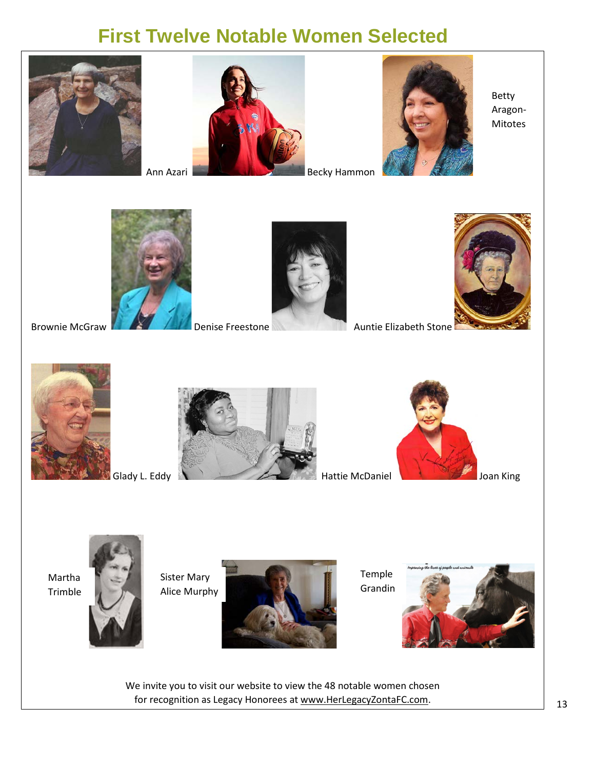# First Twelve Notable Women Selected

Ann Azari

Becky Hammon

Betty Aragon-Mitotes

Brownie McGraw

Denise Freestone

Auntie Elizabeth Stone

Glady L. Eddy

Hattie McDaniel

Joan King

Martha Trimble

Sister Mary Alice Murphy

Temple Grandin

We invite you to visit our website to view the 48 notable women chosen for recognition as Legacy Honorees at www.HerLegacyZontaFC.com.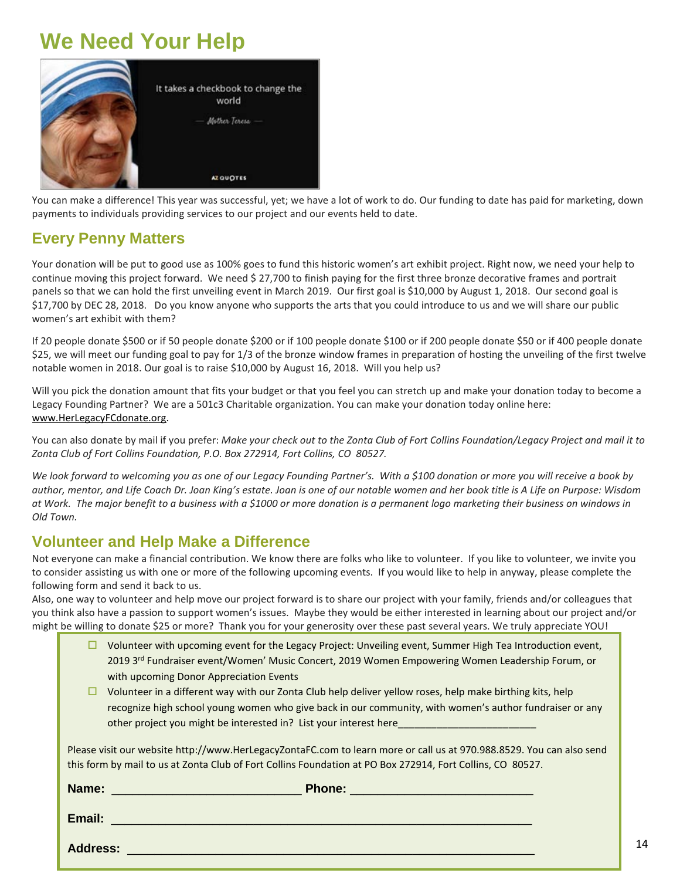# We Need Your Help

You can make a difference! This year was successful, yet; we have a lot of work to do. Our funding to date has paid for marketing, down payments to individuals providing services to our project and our events held to date.

## Every Penny Matters

Your donation will be put to good use as 100% goes to fund this historic women's art exhibit project. Right now, we need your help to continue moving this project forward. We need $ 27,700 to finish paying for the first three bronze decorative frames and portrait panels so that we can hold the first unveiling event in March 2019. Our first goal is $10,000 by August 1, 2018. Our second goal is $17,700 by DEC 28, 2018. Do you know anyone who supports the arts that you could introduce to us and we will share our public women's art exhibit with them?

If 20 people donate $500 or if 50 people donate $200 or if 100 people donate $100 or if 200 people donate $50 or if 400 people donate $25, we will meet our funding goal to pay for 1/3 of the bronze window frames in preparation of hosting the unveiling of the first twelve notable women in 2018. Our goal is to raise $10,000 by August 16, 2018. Will you help us?

Will you pick the donation amount that fits your budget or that you feel you can stretch up and make your donation today to become a Legacy Founding Partner? We are a 501c3 Charitable organization. You can make your donation today online here: www.HerLegacyFCdonate.org.

You can also donate by mail if you prefer: *Make your check out to the Zonta Club of Fort Collins Foundation/Legacy Project and mail it to Zonta Club of Fort Collins Foundation, P.O. Box 272914, Fort Collins, CO 80527.*

*We look forward to welcoming you as one of our Legacy Founding Partner's. With a $100 donation or more you will receive a book by author, mentor, and Life Coach Dr. Joan King's estate. Joan is one of our notable women and her book title is A Life on Purpose: Wisdom at Work. The major benefit to a business with a $1000 or more donation is a permanent logo marketing their business on windows in Old Town.*

## Volunteer and Help Make a Difference

Not everyone can make a financial contribution. We know there are folks who like to volunteer. If you like to volunteer, we invite you to consider assisting us with one or more of the following upcoming events. If you would like to help in anyway, please complete the following form and send it back to us.

Also, one way to volunteer and help move our project forward is to share our project with your family, friends and/or colleagues that you think also have a passion to support women's issues. Maybe they would be either interested in learning about our project and/or might be willing to donate $25 or more? Thank you for your generosity over these past several years. We truly appreciate YOU!

- ☐ Volunteer with upcoming event for the Legacy Project: Unveiling event, Summer High Tea Introduction event, 2019 3rd Fundraiser event/Women' Music Concert, 2019 Women Empowering Women Leadership Forum, or with upcoming Donor Appreciation Events
- ☐ Volunteer in a different way with our Zonta Club help deliver yellow roses, help make birthing kits, help recognize high school young women who give back in our community, with women's author fundraiser or any other project you might be interested in? List your interest here________________________

Please visit our website http://www.HerLegacyZontaFC.com to learn more or call us at 970.988.8529. You can also send this form by mail to us at Zonta Club of Fort Collins Foundation at PO Box 272914, Fort Collins, CO 80527.

**Name:** ____________________________ **Phone:** ____________________________

**Email:** ____________________________________________________________

**Address:** __________________________________________________________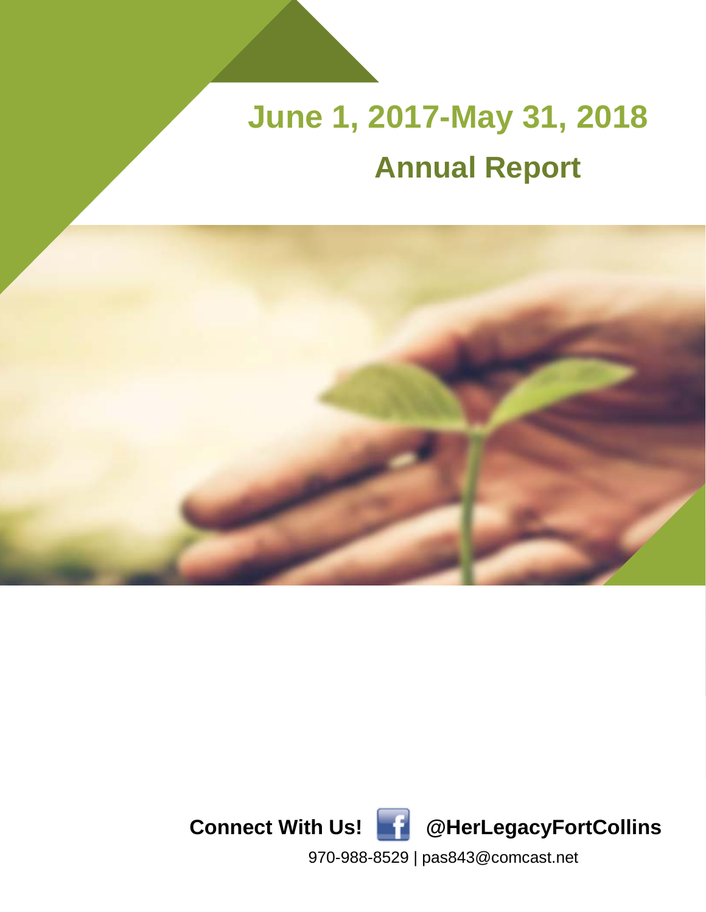# June 1, 2017-May 31, 2018

## Annual Report

**Connect With Us!** **@HerLegacyFortCollins**

970-988-8529 | pas843@comcast.net